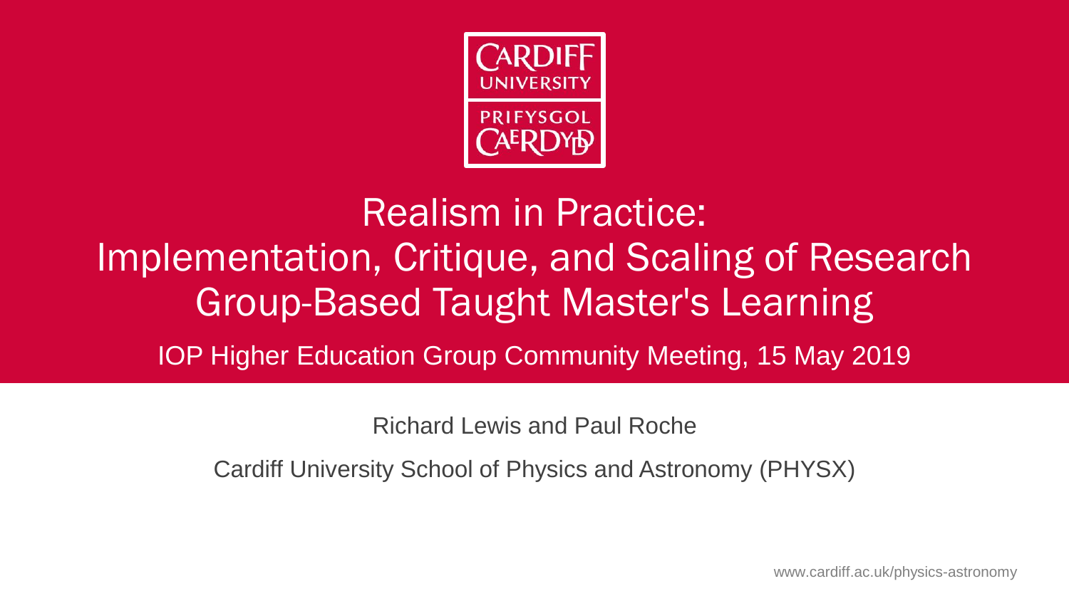# Realism in Practice: Implementation, Critique, and Scaling of Research Group-Based Taught Master's Learning

IOP Higher Education Group Community Meeting, 15 May 2019

Richard Lewis and Paul Roche

Cardiff University School of Physics and Astronomy (PHYSX)

www.cardiff.ac.uk/physics-astronomy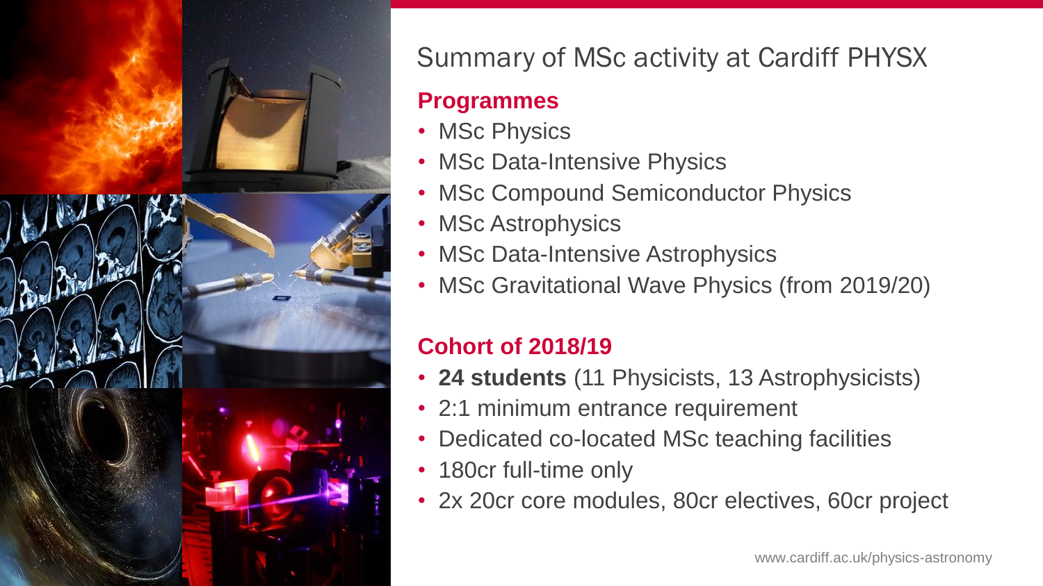# Summary of MSc activity at Cardiff PHYSX

## Programmes

- MSc Physics
- MSc Data-Intensive Physics
- MSc Compound Semiconductor Physics
- MSc Astrophysics
- MSc Data-Intensive Astrophysics
- MSc Gravitational Wave Physics (from 2019/20)

## Cohort of 2018/19

- **24 students** (11 Physicists, 13 Astrophysicists)
- 2:1 minimum entrance requirement
- Dedicated co-located MSc teaching facilities
- 180cr full-time only
- 2x 20cr core modules, 80cr electives, 60cr project

www.cardiff.ac.uk/physics-astronomy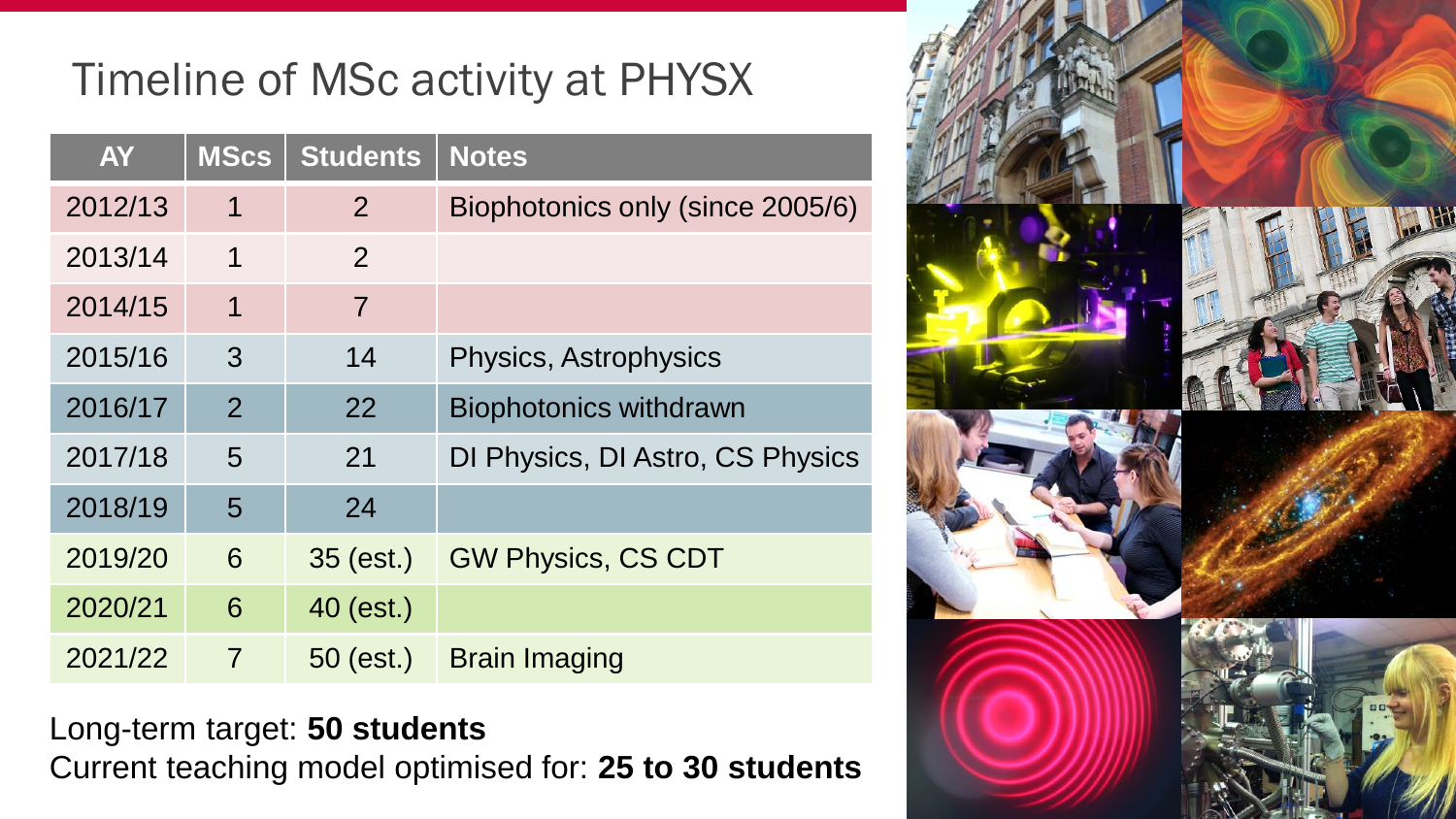# Timeline of MSc activity at PHYSX

| AY | MScs | Students | Notes |
|---|---|---|---|
| 2012/13 | 1 | 2 | Biophotonics only (since 2005/6) |
| 2013/14 | 1 | 2 | |
| 2014/15 | 1 | 7 | |
| 2015/16 | 3 | 14 | Physics, Astrophysics |
| 2016/17 | 2 | 22 | Biophotonics withdrawn |
| 2017/18 | 5 | 21 | DI Physics, DI Astro, CS Physics |
| 2018/19 | 5 | 24 | |
| 2019/20 | 6 | 35 (est.) | GW Physics, CS CDT |
| 2020/21 | 6 | 40 (est.) | |
| 2021/22 | 7 | 50 (est.) | Brain Imaging |

Long-term target: **50 students**
Current teaching model optimised for: **25 to 30 students**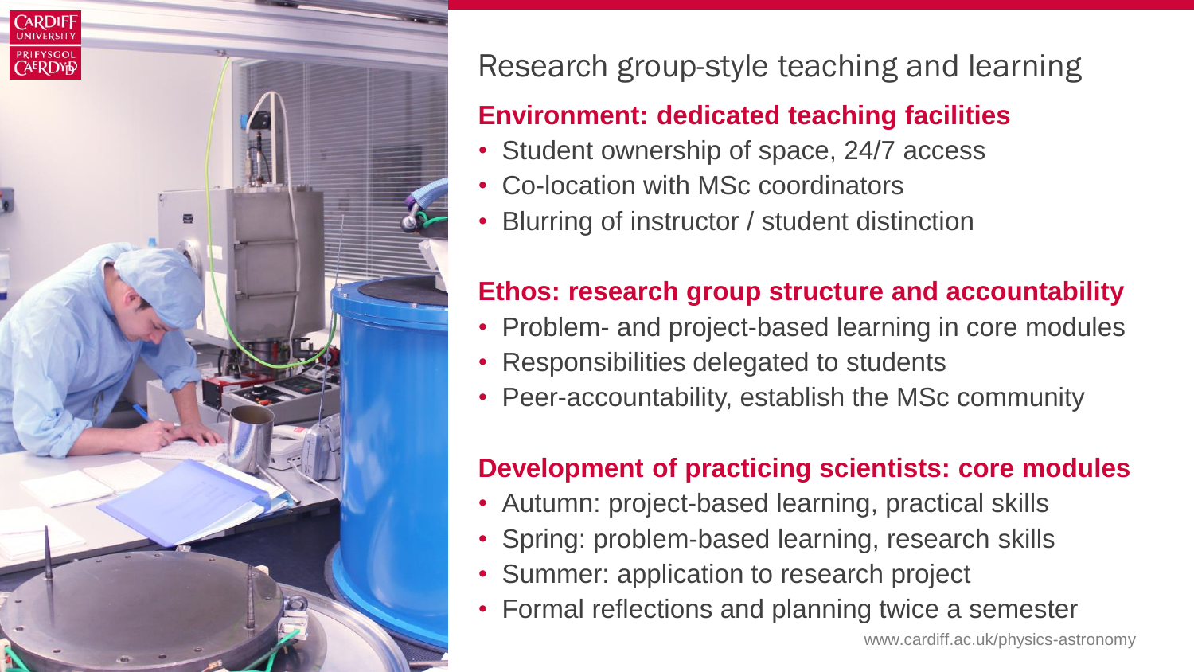# Research group-style teaching and learning

## Environment: dedicated teaching facilities

- Student ownership of space, 24/7 access
- Co-location with MSc coordinators
- Blurring of instructor / student distinction

## Ethos: research group structure and accountability

- Problem- and project-based learning in core modules
- Responsibilities delegated to students
- Peer-accountability, establish the MSc community

## Development of practicing scientists: core modules

- Autumn: project-based learning, practical skills
- Spring: problem-based learning, research skills
- Summer: application to research project
- Formal reflections and planning twice a semester

www.cardiff.ac.uk/physics-astronomy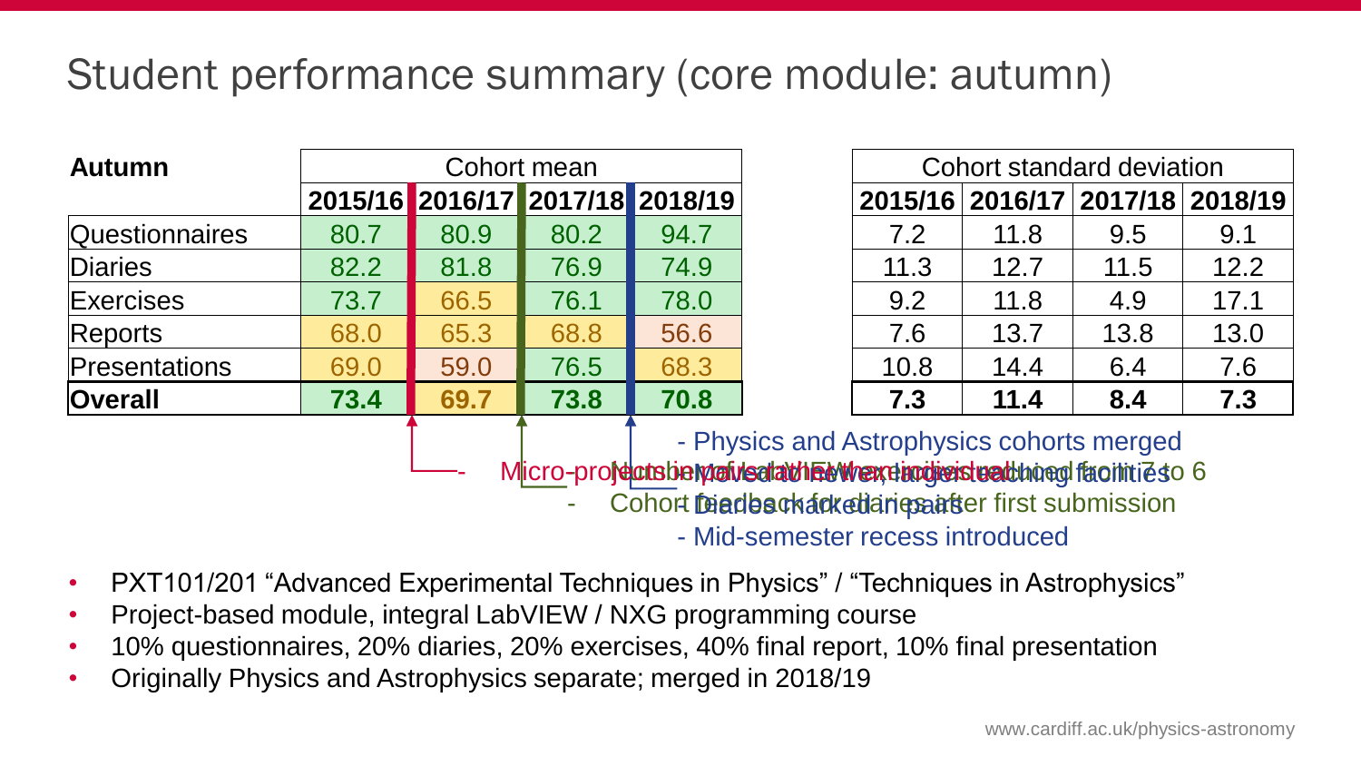# Student performance summary (core module: autumn)

| Autumn | Cohort mean | | | | Cohort standard deviation | | | |
|---|---|---|---|---|---|---|---|---|
| | 2015/16 | 2016/17 | 2017/18 | 2018/19 | 2015/16 | 2016/17 | 2017/18 | 2018/19 |
| Questionnaires | 80.7 | 80.9 | 80.2 | 94.7 | 7.2 | 11.8 | 9.5 | 9.1 |
| Diaries | 82.2 | 81.8 | 76.9 | 74.9 | 11.3 | 12.7 | 11.5 | 12.2 |
| Exercises | 73.7 | 66.5 | 76.1 | 78.0 | 9.2 | 11.8 | 4.9 | 17.1 |
| Reports | 68.0 | 65.3 | 68.8 | 56.6 | 7.6 | 13.7 | 13.8 | 13.0 |
| Presentations | 69.0 | 59.0 | 76.5 | 68.3 | 10.8 | 14.4 | 6.4 | 7.6 |
| **Overall** | **73.4** | **69.7** | **73.8** | **70.8** | **7.3** | **11.4** | **8.4** | **7.3** |

- Micro-projects moved to new, larger teaching facilities (2016/17)
- Number of exercises reduced from 7 to 6; Diaries marked in pairs; Cohort feedback for diaries after first submission (2017/18)
- Physics and Astrophysics cohorts merged; LabVIEW to NXG, individual work; Mid-semester recess introduced (2018/19)

- PXT101/201 "Advanced Experimental Techniques in Physics" / "Techniques in Astrophysics"
- Project-based module, integral LabVIEW / NXG programming course
- 10% questionnaires, 20% diaries, 20% exercises, 40% final report, 10% final presentation
- Originally Physics and Astrophysics separate; merged in 2018/19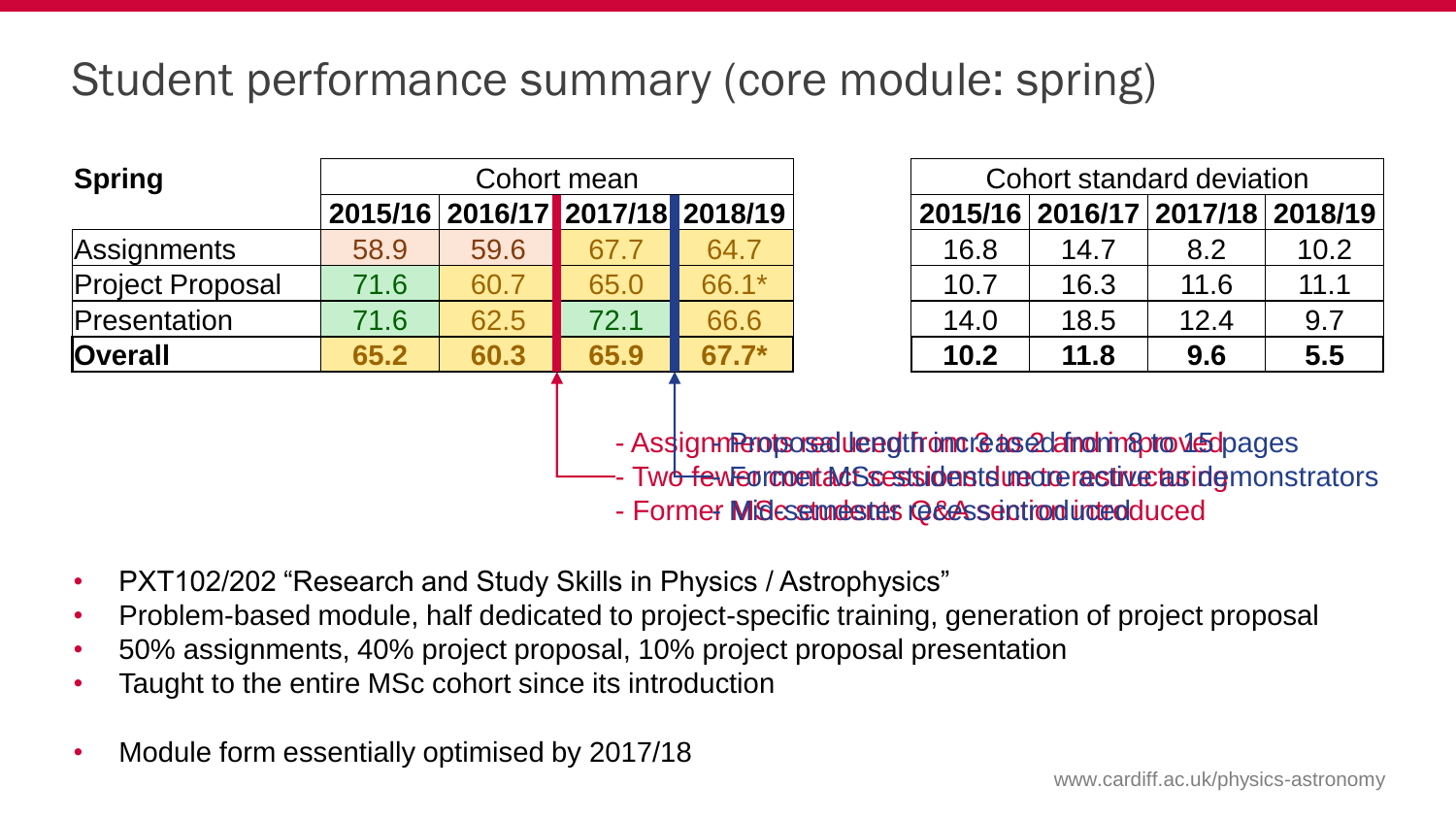# Student performance summary (core module: spring)

| Spring | Cohort mean | | | | Cohort standard deviation | | | |
|---|---|---|---|---|---|---|---|---|
| | 2015/16 | 2016/17 | 2017/18 | 2018/19 | 2015/16 | 2016/17 | 2017/18 | 2018/19 |
| Assignments | 58.9 | 59.6 | 67.7 | 64.7 | 16.8 | 14.7 | 8.2 | 10.2 |
| Project Proposal | 71.6 | 60.7 | 65.0 | 66.1* | 10.7 | 16.3 | 11.6 | 11.1 |
| Presentation | 71.6 | 62.5 | 72.1 | 66.6 | 14.0 | 18.5 | 12.4 | 9.7 |
| **Overall** | **65.2** | **60.3** | **65.9** | **67.7*** | **10.2** | **11.8** | **9.6** | **5.5** |

2017/18:
- Assignments reduced from 3 to 2 and improved
- Two fewer contact sessions due to restructuring
- Former MSc students Q&A session introduced

2018/19:
- Proposal length increased from 8 to 15 pages
- Former MSc students more active as demonstrators
- Mid-semester Q&A session introduced

- PXT102/202 "Research and Study Skills in Physics / Astrophysics"
- Problem-based module, half dedicated to project-specific training, generation of project proposal
- 50% assignments, 40% project proposal, 10% project proposal presentation
- Taught to the entire MSc cohort since its introduction

- Module form essentially optimised by 2017/18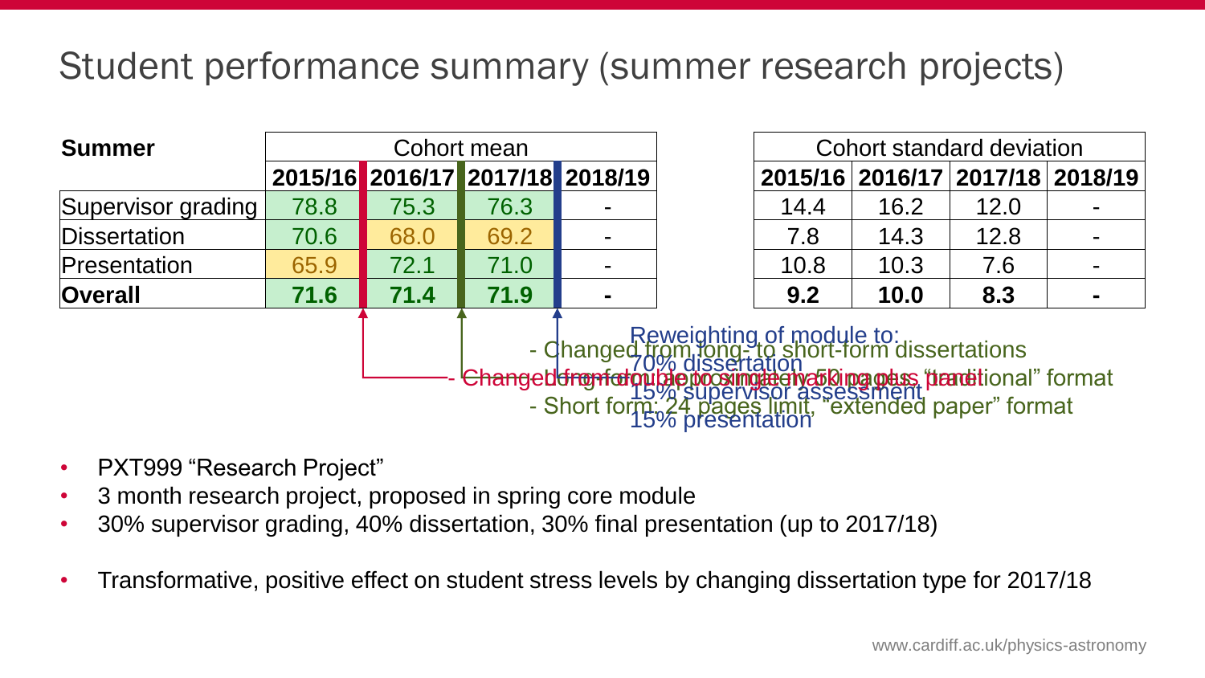# Student performance summary (summer research projects)

| Summer | Cohort mean | | | |
|---|---|---|---|---|
| | 2015/16 | 2016/17 | 2017/18 | 2018/19 |
| Supervisor grading | 78.8 | 75.3 | 76.3 | - |
| Dissertation | 70.6 | 68.0 | 69.2 | - |
| Presentation | 65.9 | 72.1 | 71.0 | - |
| **Overall** | **71.6** | **71.4** | **71.9** | **-** |

| Cohort standard deviation | | | |
|---|---|---|---|
| 2015/16 | 2016/17 | 2017/18 | 2018/19 |
| 14.4 | 16.2 | 12.0 | - |
| 7.8 | 14.3 | 12.8 | - |
| 10.8 | 10.3 | 7.6 | - |
| **9.2** | **10.0** | **8.3** | **-** |

2016/17:
- Changed from double to single marking plus panel

2017/18:
- Changed from long- to short-form dissertations
- Long form: 50 pages plus “traditional” format
- Short form: 24 pages limit, “extended paper” format

2018/19: Reweighting of module to:
- 70% dissertation
- 15% supervisor assessment
- 15% presentation

- PXT999 “Research Project”
- 3 month research project, proposed in spring core module
- 30% supervisor grading, 40% dissertation, 30% final presentation (up to 2017/18)
- Transformative, positive effect on student stress levels by changing dissertation type for 2017/18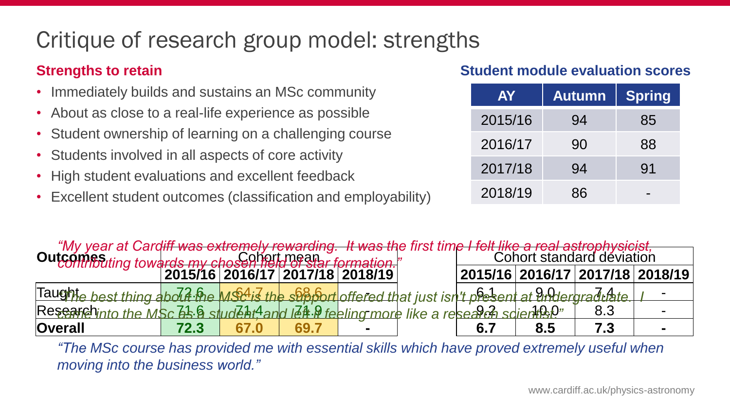# Critique of research group model: strengths

**Strengths to retain**

- Immediately builds and sustains an MSc community
- About as close to a real-life experience as possible
- Student ownership of learning on a challenging course
- Students involved in all aspects of core activity
- High student evaluations and excellent feedback
- Excellent student outcomes (classification and employability)

**Student module evaluation scores**

| AY | Autumn | Spring |
|---|---|---|
| 2015/16 | 94 | 85 |
| 2016/17 | 90 | 88 |
| 2017/18 | 94 | 91 |
| 2018/19 | 86 | - |

*"My year at Cardiff was extremely rewarding. It was the first time I felt like a real astrophysicist, contributing towards my chosen field of star formation."*

*"The best thing about the MSc is the support offered that just isn't present at undergraduate. I came into the MSc as a student, and left it feeling more like a research scientist."*

| Outcomes | Cohort mean | | | | Cohort standard deviation | | | |
|---|---|---|---|---|---|---|---|---|
| | 2015/16 | 2016/17 | 2017/18 | 2018/19 | 2015/16 | 2016/17 | 2017/18 | 2018/19 |
| Taught | 72.6 | 64.7 | 68.6 | - | 6.1 | 9.0 | 7.4 | - |
| Research | 71.6 | 71.4 | 71.9 | - | 9.2 | 10.0 | 8.3 | - |
| **Overall** | **72.3** | **67.0** | **69.7** | **-** | **6.7** | **8.5** | **7.3** | **-** |

*"The MSc course has provided me with essential skills which have proved extremely useful when moving into the business world."*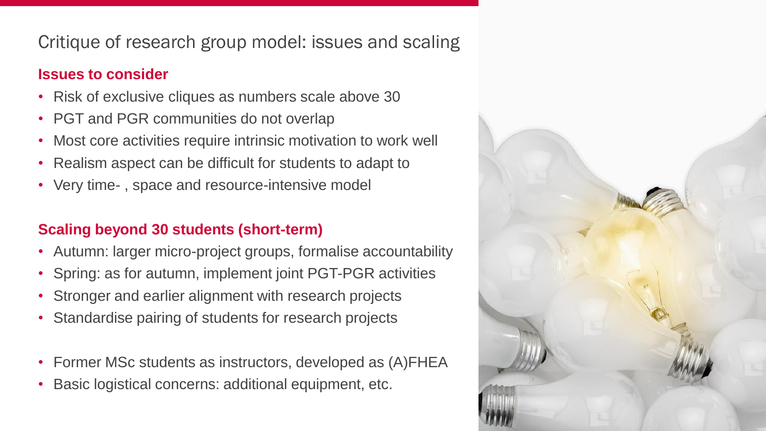# Critique of research group model: issues and scaling

## Issues to consider

- Risk of exclusive cliques as numbers scale above 30
- PGT and PGR communities do not overlap
- Most core activities require intrinsic motivation to work well
- Realism aspect can be difficult for students to adapt to
- Very time- , space and resource-intensive model

## Scaling beyond 30 students (short-term)

- Autumn: larger micro-project groups, formalise accountability
- Spring: as for autumn, implement joint PGT-PGR activities
- Stronger and earlier alignment with research projects
- Standardise pairing of students for research projects

- Former MSc students as instructors, developed as (A)FHEA
- Basic logistical concerns: additional equipment, etc.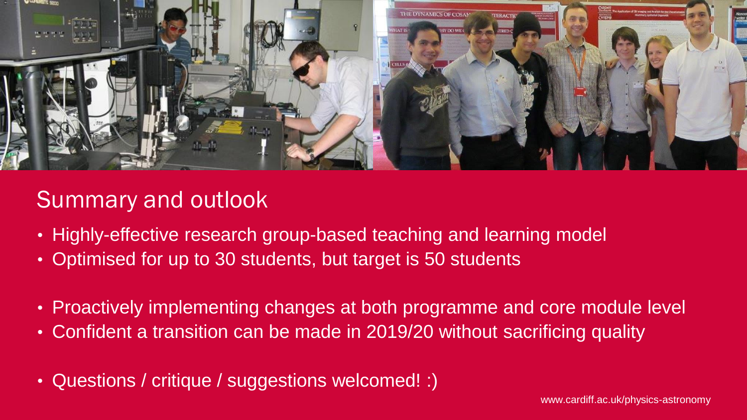## Summary and outlook

- Highly-effective research group-based teaching and learning model
- Optimised for up to 30 students, but target is 50 students

- Proactively implementing changes at both programme and core module level
- Confident a transition can be made in 2019/20 without sacrificing quality

- Questions / critique / suggestions welcomed! :)

www.cardiff.ac.uk/physics-astronomy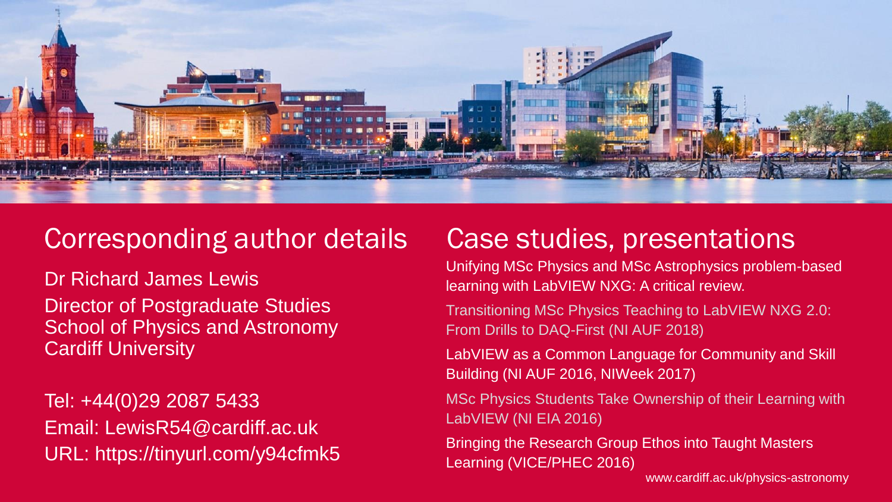## Corresponding author details

Dr Richard James Lewis

Director of Postgraduate Studies
School of Physics and Astronomy
Cardiff University

Tel: +44(0)29 2087 5433
Email: LewisR54@cardiff.ac.uk
URL: https://tinyurl.com/y94cfmk5

## Case studies, presentations

Unifying MSc Physics and MSc Astrophysics problem-based learning with LabVIEW NXG: A critical review.

Transitioning MSc Physics Teaching to LabVIEW NXG 2.0: From Drills to DAQ-First (NI AUF 2018)

LabVIEW as a Common Language for Community and Skill Building (NI AUF 2016, NIWeek 2017)

MSc Physics Students Take Ownership of their Learning with LabVIEW (NI EIA 2016)

Bringing the Research Group Ethos into Taught Masters Learning (VICE/PHEC 2016)

www.cardiff.ac.uk/physics-astronomy